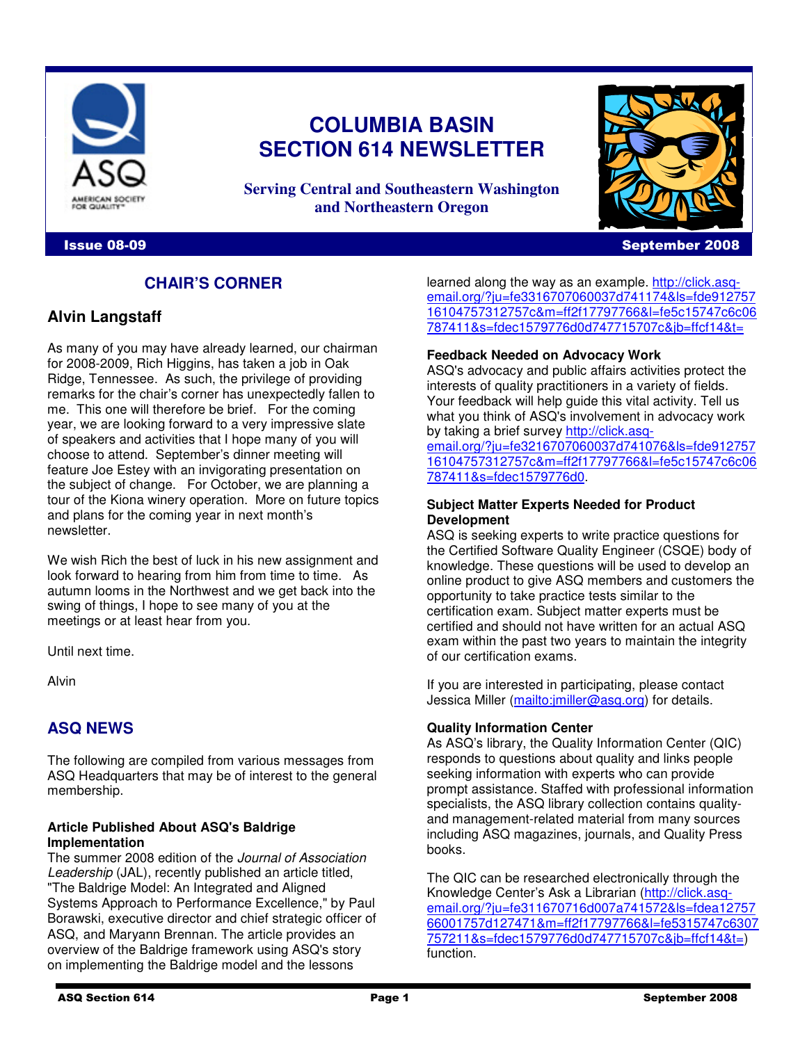# COLUMBIA BASIN SECTION 614 NEWSLETTER

**Serving Central and Southeastern Washington and Northeastern Oregon**

**Issue 08-09** **September 2008**

## CHAIR'S CORNER

### Alvin Langstaff

As many of you may have already learned, our chairman for 2008-2009, Rich Higgins, has taken a job in Oak Ridge, Tennessee. As such, the privilege of providing remarks for the chair's corner has unexpectedly fallen to me. This one will therefore be brief. For the coming year, we are looking forward to a very impressive slate of speakers and activities that I hope many of you will choose to attend. September's dinner meeting will feature Joe Estey with an invigorating presentation on the subject of change. For October, we are planning a tour of the Kiona winery operation. More on future topics and plans for the coming year in next month's newsletter.

We wish Rich the best of luck in his new assignment and look forward to hearing from him from time to time. As autumn looms in the Northwest and we get back into the swing of things, I hope to see many of you at the meetings or at least hear from you.

Until next time.

Alvin

## ASQ NEWS

The following are compiled from various messages from ASQ Headquarters that may be of interest to the general membership.

**Article Published About ASQ's Baldrige Implementation**

The summer 2008 edition of the *Journal of Association Leadership* (JAL), recently published an article titled, "The Baldrige Model: An Integrated and Aligned Systems Approach to Performance Excellence," by Paul Borawski, executive director and chief strategic officer of ASQ, and Maryann Brennan. The article provides an overview of the Baldrige framework using ASQ's story on implementing the Baldrige model and the lessons learned along the way as an example. http://click.asq-email.org/?ju=fe3316707060037d741174&ls=fde91275716104757312757c&m=ff2f17797766&l=fe5c15747c6c06787411&s=fdec1579776d0d747715707c&jb=ffcf14&t=

**Feedback Needed on Advocacy Work**

ASQ's advocacy and public affairs activities protect the interests of quality practitioners in a variety of fields. Your feedback will help guide this vital activity. Tell us what you think of ASQ's involvement in advocacy work by taking a brief survey http://click.asq-email.org/?ju=fe3216707060037d741076&ls=fde91275716104757312757c&m=ff2f17797766&l=fe5c15747c6c06787411&s=fdec1579776d0.

**Subject Matter Experts Needed for Product Development**

ASQ is seeking experts to write practice questions for the Certified Software Quality Engineer (CSQE) body of knowledge. These questions will be used to develop an online product to give ASQ members and customers the opportunity to take practice tests similar to the certification exam. Subject matter experts must be certified and should not have written for an actual ASQ exam within the past two years to maintain the integrity of our certification exams.

If you are interested in participating, please contact Jessica Miller (mailto:jmiller@asq.org) for details.

**Quality Information Center**

As ASQ's library, the Quality Information Center (QIC) responds to questions about quality and links people seeking information with experts who can provide prompt assistance. Staffed with professional information specialists, the ASQ library collection contains quality- and management-related material from many sources including ASQ magazines, journals, and Quality Press books.

The QIC can be researched electronically through the Knowledge Center's Ask a Librarian (http://click.asq-email.org/?ju=fe311670716d007a741572&ls=fdea1275766001757d127471&m=ff2f17797766&l=fe5315747c6307757211&s=fdec1579776d0d747715707c&jb=ffcf14&t=) function.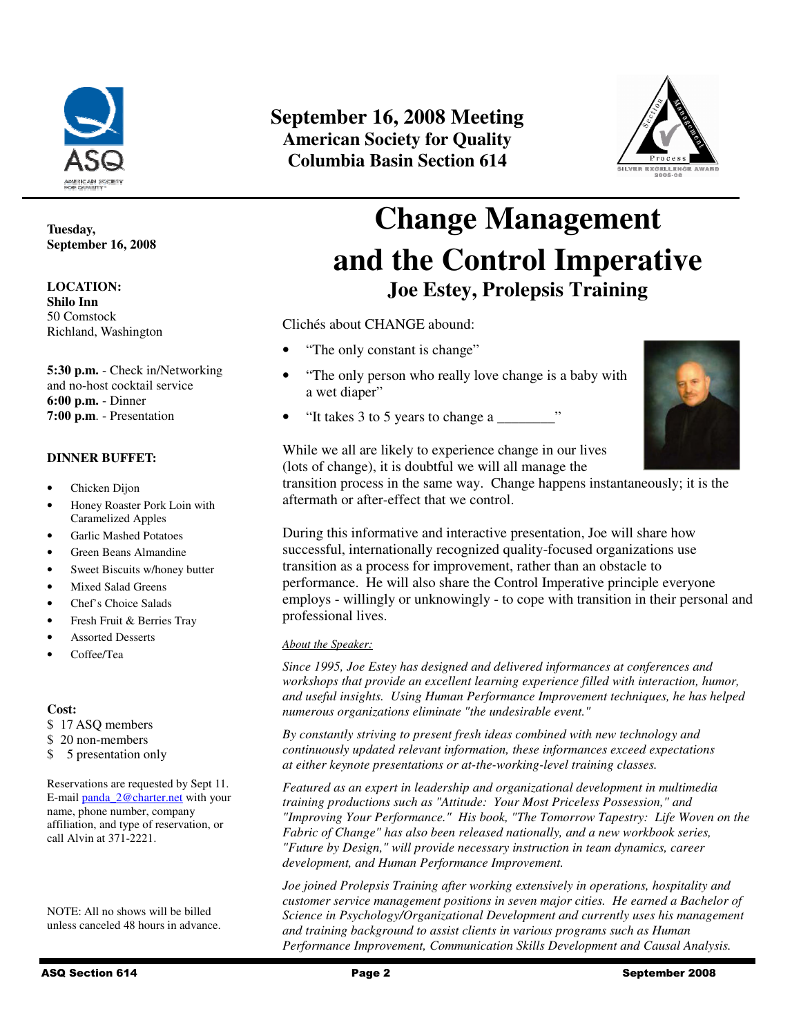**September 16, 2008 Meeting**
**American Society for Quality**
**Columbia Basin Section 614**

**Tuesday, September 16, 2008**

**LOCATION:**
**Shilo Inn**
50 Comstock
Richland, Washington

**5:30 p.m.** - Check in/Networking and no-host cocktail service
**6:00 p.m.** - Dinner
**7:00 p.m**. - Presentation

**DINNER BUFFET:**

- Chicken Dijon
- Honey Roaster Pork Loin with Caramelized Apples
- Garlic Mashed Potatoes
- Green Beans Almandine
- Sweet Biscuits w/honey butter
- Mixed Salad Greens
- Chef's Choice Salads
- Fresh Fruit & Berries Tray
- Assorted Desserts
- Coffee/Tea

**Cost:**
$ 17 ASQ members
$ 20 non-members
$ 5 presentation only

Reservations are requested by Sept 11. E-mail panda_2@charter.net with your name, phone number, company affiliation, and type of reservation, or call Alvin at 371-2221.

NOTE: All no shows will be billed unless canceled 48 hours in advance.

# Change Management and the Control Imperative

## Joe Estey, Prolepsis Training

Clichés about CHANGE abound:

- "The only constant is change"
- "The only person who really love change is a baby with a wet diaper"
- "It takes 3 to 5 years to change a ________"

While we all are likely to experience change in our lives (lots of change), it is doubtful we will all manage the transition process in the same way. Change happens instantaneously; it is the aftermath or after-effect that we control.

During this informative and interactive presentation, Joe will share how successful, internationally recognized quality-focused organizations use transition as a process for improvement, rather than an obstacle to performance. He will also share the Control Imperative principle everyone employs - willingly or unknowingly - to cope with transition in their personal and professional lives.

*About the Speaker:*

*Since 1995, Joe Estey has designed and delivered informances at conferences and workshops that provide an excellent learning experience filled with interaction, humor, and useful insights. Using Human Performance Improvement techniques, he has helped numerous organizations eliminate "the undesirable event."*

*By constantly striving to present fresh ideas combined with new technology and continuously updated relevant information, these informances exceed expectations at either keynote presentations or at-the-working-level training classes.*

*Featured as an expert in leadership and organizational development in multimedia training productions such as "Attitude: Your Most Priceless Possession," and "Improving Your Performance." His book, "The Tomorrow Tapestry: Life Woven on the Fabric of Change" has also been released nationally, and a new workbook series, "Future by Design," will provide necessary instruction in team dynamics, career development, and Human Performance Improvement.*

*Joe joined Prolepsis Training after working extensively in operations, hospitality and customer service management positions in seven major cities. He earned a Bachelor of Science in Psychology/Organizational Development and currently uses his management and training background to assist clients in various programs such as Human Performance Improvement, Communication Skills Development and Causal Analysis.*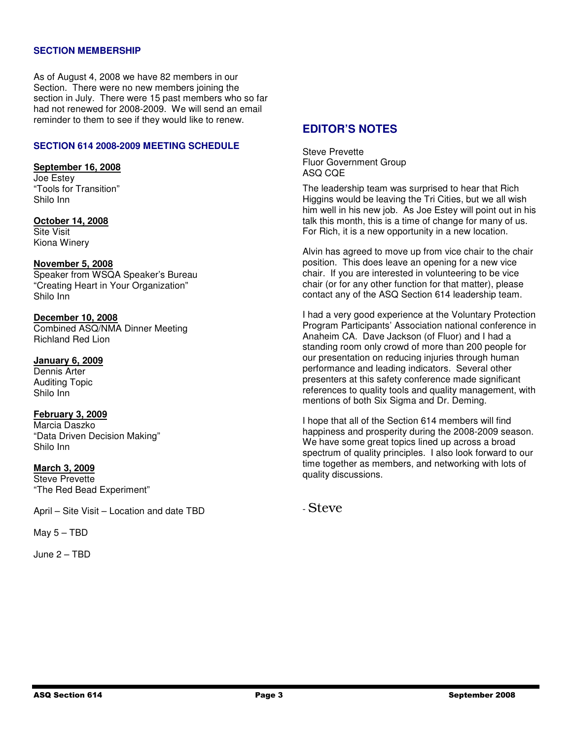## SECTION MEMBERSHIP

As of August 4, 2008 we have 82 members in our Section. There were no new members joining the section in July. There were 15 past members who so far had not renewed for 2008-2009. We will send an email reminder to them to see if they would like to renew.

## SECTION 614 2008-2009 MEETING SCHEDULE

**September 16, 2008**
Joe Estey
"Tools for Transition"
Shilo Inn

**October 14, 2008**
Site Visit
Kiona Winery

**November 5, 2008**
Speaker from WSQA Speaker's Bureau
"Creating Heart in Your Organization"
Shilo Inn

**December 10, 2008**
Combined ASQ/NMA Dinner Meeting
Richland Red Lion

**January 6, 2009**
Dennis Arter
Auditing Topic
Shilo Inn

**February 3, 2009**
Marcia Daszko
"Data Driven Decision Making"
Shilo Inn

**March 3, 2009**
Steve Prevette
"The Red Bead Experiment"

April – Site Visit – Location and date TBD

May 5 – TBD

June 2 – TBD

## EDITOR'S NOTES

Steve Prevette
Fluor Government Group
ASQ CQE

The leadership team was surprised to hear that Rich Higgins would be leaving the Tri Cities, but we all wish him well in his new job. As Joe Estey will point out in his talk this month, this is a time of change for many of us. For Rich, it is a new opportunity in a new location.

Alvin has agreed to move up from vice chair to the chair position. This does leave an opening for a new vice chair. If you are interested in volunteering to be vice chair (or for any other function for that matter), please contact any of the ASQ Section 614 leadership team.

I had a very good experience at the Voluntary Protection Program Participants' Association national conference in Anaheim CA. Dave Jackson (of Fluor) and I had a standing room only crowd of more than 200 people for our presentation on reducing injuries through human performance and leading indicators. Several other presenters at this safety conference made significant references to quality tools and quality management, with mentions of both Six Sigma and Dr. Deming.

I hope that all of the Section 614 members will find happiness and prosperity during the 2008-2009 season. We have some great topics lined up across a broad spectrum of quality principles. I also look forward to our time together as members, and networking with lots of quality discussions.

- Steve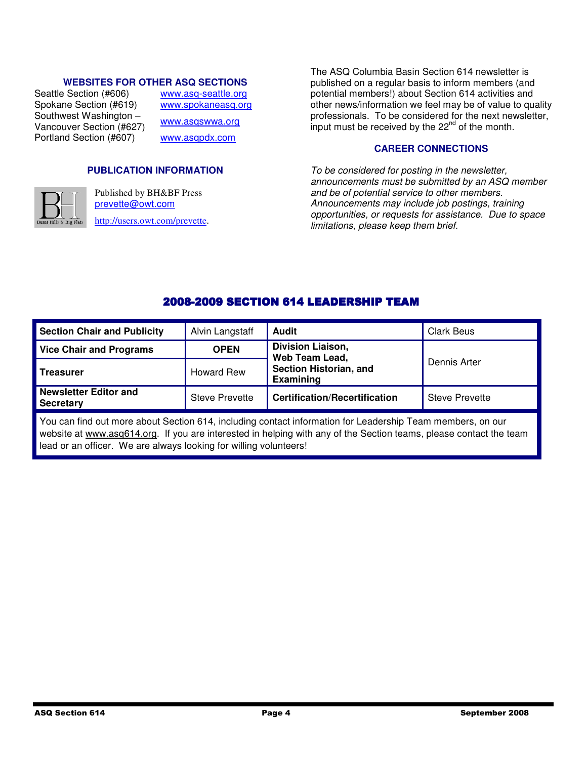### WEBSITES FOR OTHER ASQ SECTIONS

| | |
|---|---|
| Seattle Section (#606) | www.asq-seattle.org |
| Spokane Section (#619) | www.spokaneasq.org |
| Southwest Washington – Vancouver Section (#627) | www.asqswwa.org |
| Portland Section (#607) | www.asqpdx.com |

### PUBLICATION INFORMATION

Published by BH&BF Press
prevette@owt.com
http://users.owt.com/prevette.

The ASQ Columbia Basin Section 614 newsletter is published on a regular basis to inform members (and potential members!) about Section 614 activities and other news/information we feel may be of value to quality professionals. To be considered for the next newsletter, input must be received by the 22nd of the month.

### CAREER CONNECTIONS

*To be considered for posting in the newsletter, announcements must be submitted by an ASQ member and be of potential service to other members. Announcements may include job postings, training opportunities, or requests for assistance. Due to space limitations, please keep them brief.*

## 2008-2009 SECTION 614 LEADERSHIP TEAM

| | | | |
|---|---|---|---|
| **Section Chair and Publicity** | Alvin Langstaff | **Audit** | Clark Beus |
| **Vice Chair and Programs** | **OPEN** | **Division Liaison, Web Team Lead, Section Historian, and Examining** | Dennis Arter |
| **Treasurer** | Howard Rew | | |
| **Newsletter Editor and Secretary** | Steve Prevette | **Certification/Recertification** | Steve Prevette |

You can find out more about Section 614, including contact information for Leadership Team members, on our website at www.asq614.org. If you are interested in helping with any of the Section teams, please contact the team lead or an officer. We are always looking for willing volunteers!